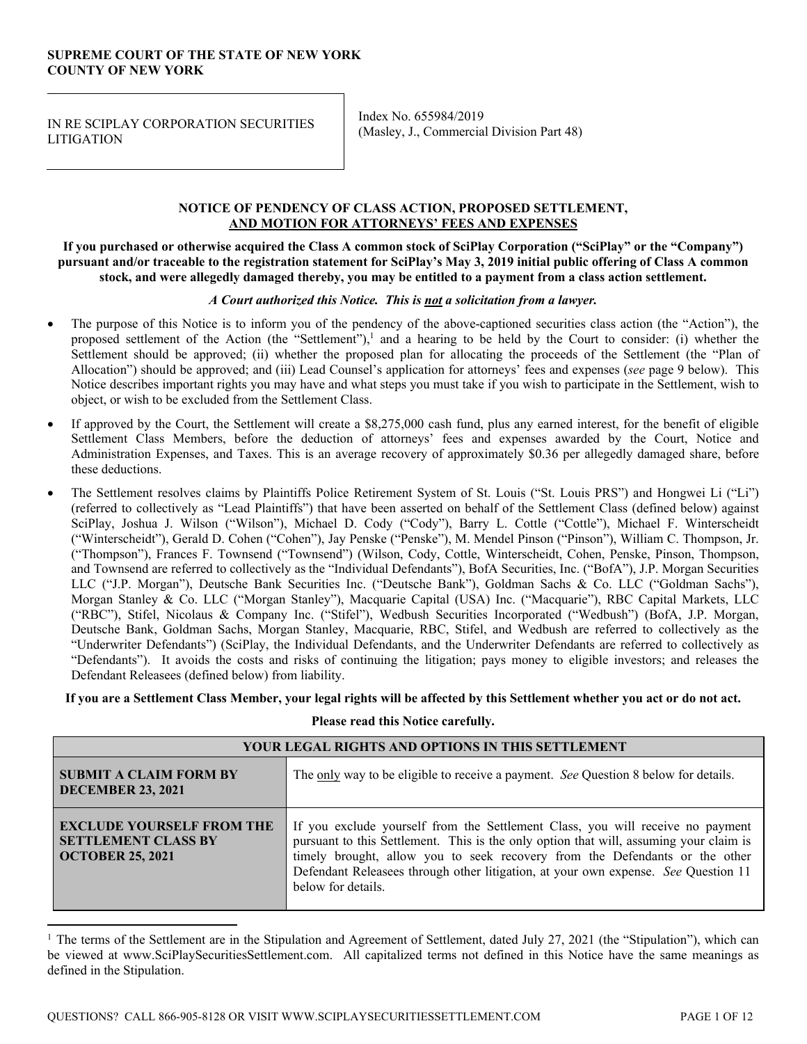**SUPREME COURT OF THE STATE OF NEW YORK**
**COUNTY OF NEW YORK**

| IN RE SCIPLAY CORPORATION SECURITIES LITIGATION | Index No. 655984/2019 (Masley, J., Commercial Division Part 48) |
|---|---|

## NOTICE OF PENDENCY OF CLASS ACTION, PROPOSED SETTLEMENT, AND MOTION FOR ATTORNEYS' FEES AND EXPENSES

**If you purchased or otherwise acquired the Class A common stock of SciPlay Corporation ("SciPlay" or the "Company") pursuant and/or traceable to the registration statement for SciPlay's May 3, 2019 initial public offering of Class A common stock, and were allegedly damaged thereby, you may be entitled to a payment from a class action settlement.**

***A Court authorized this Notice. This is not a solicitation from a lawyer.***

- The purpose of this Notice is to inform you of the pendency of the above-captioned securities class action (the "Action"), the proposed settlement of the Action (the "Settlement"),[1] and a hearing to be held by the Court to consider: (i) whether the Settlement should be approved; (ii) whether the proposed plan for allocating the proceeds of the Settlement (the "Plan of Allocation") should be approved; and (iii) Lead Counsel's application for attorneys' fees and expenses (*see* page 9 below). This Notice describes important rights you may have and what steps you must take if you wish to participate in the Settlement, wish to object, or wish to be excluded from the Settlement Class.
- If approved by the Court, the Settlement will create a $8,275,000 cash fund, plus any earned interest, for the benefit of eligible Settlement Class Members, before the deduction of attorneys' fees and expenses awarded by the Court, Notice and Administration Expenses, and Taxes. This is an average recovery of approximately $0.36 per allegedly damaged share, before these deductions.
- The Settlement resolves claims by Plaintiffs Police Retirement System of St. Louis ("St. Louis PRS") and Hongwei Li ("Li") (referred to collectively as "Lead Plaintiffs") that have been asserted on behalf of the Settlement Class (defined below) against SciPlay, Joshua J. Wilson ("Wilson"), Michael D. Cody ("Cody"), Barry L. Cottle ("Cottle"), Michael F. Winterscheidt ("Winterscheidt"), Gerald D. Cohen ("Cohen"), Jay Penske ("Penske"), M. Mendel Pinson ("Pinson"), William C. Thompson, Jr. ("Thompson"), Frances F. Townsend ("Townsend") (Wilson, Cody, Cottle, Winterscheidt, Cohen, Penske, Pinson, Thompson, and Townsend are referred to collectively as the "Individual Defendants"), BofA Securities, Inc. ("BofA"), J.P. Morgan Securities LLC ("J.P. Morgan"), Deutsche Bank Securities Inc. ("Deutsche Bank"), Goldman Sachs & Co. LLC ("Goldman Sachs"), Morgan Stanley & Co. LLC ("Morgan Stanley"), Macquarie Capital (USA) Inc. ("Macquarie"), RBC Capital Markets, LLC ("RBC"), Stifel, Nicolaus & Company Inc. ("Stifel"), Wedbush Securities Incorporated ("Wedbush") (BofA, J.P. Morgan, Deutsche Bank, Goldman Sachs, Morgan Stanley, Macquarie, RBC, Stifel, and Wedbush are referred to collectively as the "Underwriter Defendants") (SciPlay, the Individual Defendants, and the Underwriter Defendants are referred to collectively as "Defendants"). It avoids the costs and risks of continuing the litigation; pays money to eligible investors; and releases the Defendant Releasees (defined below) from liability.

**If you are a Settlement Class Member, your legal rights will be affected by this Settlement whether you act or do not act.**

**Please read this Notice carefully.**

| YOUR LEGAL RIGHTS AND OPTIONS IN THIS SETTLEMENT | |
|---|---|
| **SUBMIT A CLAIM FORM BY DECEMBER 23, 2021** | The only way to be eligible to receive a payment. *See* Question 8 below for details. |
| **EXCLUDE YOURSELF FROM THE SETTLEMENT CLASS BY OCTOBER 25, 2021** | If you exclude yourself from the Settlement Class, you will receive no payment pursuant to this Settlement. This is the only option that will, assuming your claim is timely brought, allow you to seek recovery from the Defendants or the other Defendant Releasees through other litigation, at your own expense. *See* Question 11 below for details. |

[1] The terms of the Settlement are in the Stipulation and Agreement of Settlement, dated July 27, 2021 (the "Stipulation"), which can be viewed at www.SciPlaySecuritiesSettlement.com. All capitalized terms not defined in this Notice have the same meanings as defined in the Stipulation.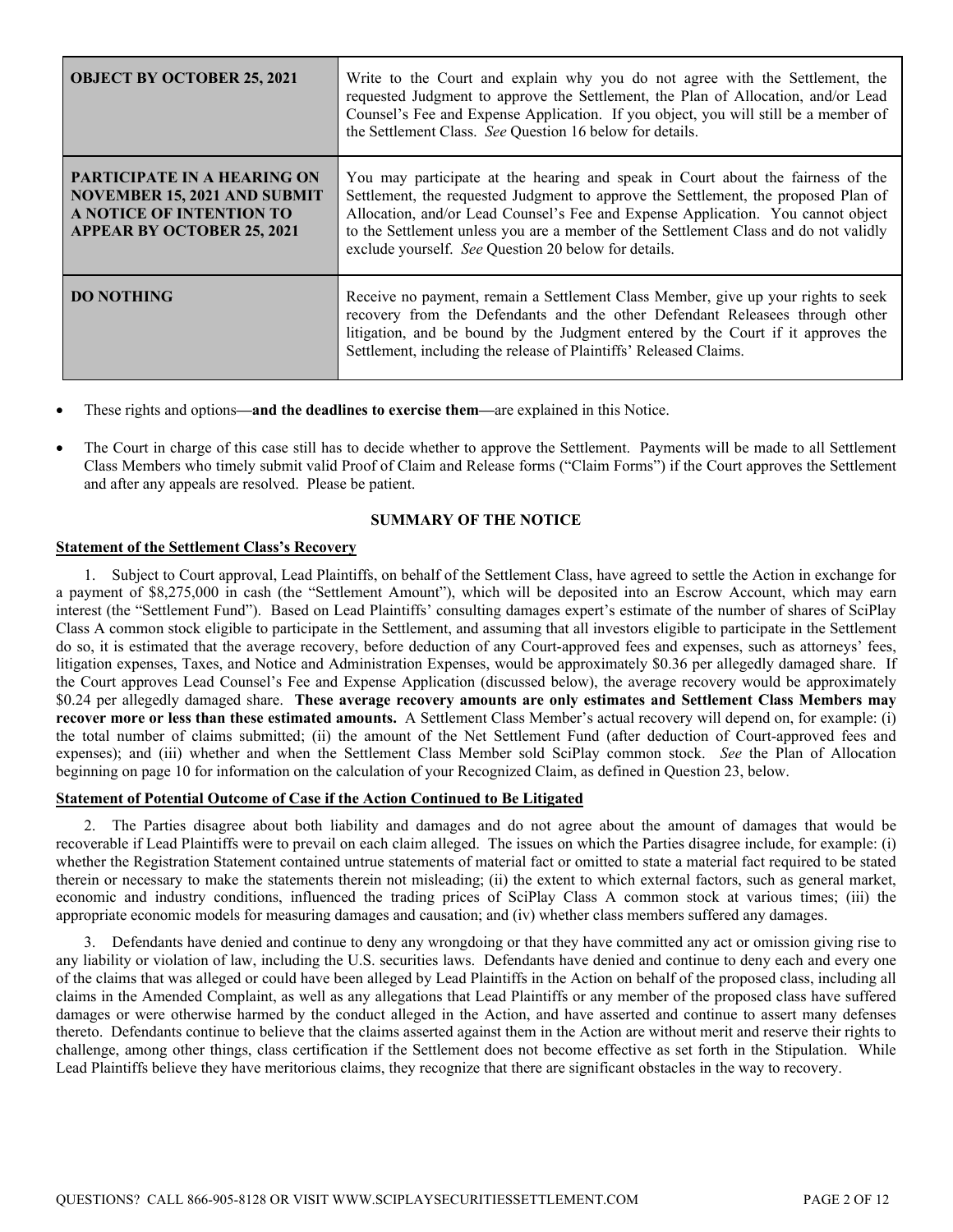| | |
|---|---|
| **OBJECT BY OCTOBER 25, 2021** | Write to the Court and explain why you do not agree with the Settlement, the requested Judgment to approve the Settlement, the Plan of Allocation, and/or Lead Counsel's Fee and Expense Application. If you object, you will still be a member of the Settlement Class. *See* Question 16 below for details. |
| **PARTICIPATE IN A HEARING ON NOVEMBER 15, 2021 AND SUBMIT A NOTICE OF INTENTION TO APPEAR BY OCTOBER 25, 2021** | You may participate at the hearing and speak in Court about the fairness of the Settlement, the requested Judgment to approve the Settlement, the proposed Plan of Allocation, and/or Lead Counsel's Fee and Expense Application. You cannot object to the Settlement unless you are a member of the Settlement Class and do not validly exclude yourself. *See* Question 20 below for details. |
| **DO NOTHING** | Receive no payment, remain a Settlement Class Member, give up your rights to seek recovery from the Defendants and the other Defendant Releasees through other litigation, and be bound by the Judgment entered by the Court if it approves the Settlement, including the release of Plaintiffs' Released Claims. |

- These rights and options**—and the deadlines to exercise them—**are explained in this Notice.
- The Court in charge of this case still has to decide whether to approve the Settlement. Payments will be made to all Settlement Class Members who timely submit valid Proof of Claim and Release forms ("Claim Forms") if the Court approves the Settlement and after any appeals are resolved. Please be patient.

## SUMMARY OF THE NOTICE

**Statement of the Settlement Class's Recovery**

1. Subject to Court approval, Lead Plaintiffs, on behalf of the Settlement Class, have agreed to settle the Action in exchange for a payment of $8,275,000 in cash (the "Settlement Amount"), which will be deposited into an Escrow Account, which may earn interest (the "Settlement Fund"). Based on Lead Plaintiffs' consulting damages expert's estimate of the number of shares of SciPlay Class A common stock eligible to participate in the Settlement, and assuming that all investors eligible to participate in the Settlement do so, it is estimated that the average recovery, before deduction of any Court-approved fees and expenses, such as attorneys' fees, litigation expenses, Taxes, and Notice and Administration Expenses, would be approximately $0.36 per allegedly damaged share. If the Court approves Lead Counsel's Fee and Expense Application (discussed below), the average recovery would be approximately $0.24 per allegedly damaged share. **These average recovery amounts are only estimates and Settlement Class Members may recover more or less than these estimated amounts.** A Settlement Class Member's actual recovery will depend on, for example: (i) the total number of claims submitted; (ii) the amount of the Net Settlement Fund (after deduction of Court-approved fees and expenses); and (iii) whether and when the Settlement Class Member sold SciPlay common stock. *See* the Plan of Allocation beginning on page 10 for information on the calculation of your Recognized Claim, as defined in Question 23, below.

**Statement of Potential Outcome of Case if the Action Continued to Be Litigated**

2. The Parties disagree about both liability and damages and do not agree about the amount of damages that would be recoverable if Lead Plaintiffs were to prevail on each claim alleged. The issues on which the Parties disagree include, for example: (i) whether the Registration Statement contained untrue statements of material fact or omitted to state a material fact required to be stated therein or necessary to make the statements therein not misleading; (ii) the extent to which external factors, such as general market, economic and industry conditions, influenced the trading prices of SciPlay Class A common stock at various times; (iii) the appropriate economic models for measuring damages and causation; and (iv) whether class members suffered any damages.

3. Defendants have denied and continue to deny any wrongdoing or that they have committed any act or omission giving rise to any liability or violation of law, including the U.S. securities laws. Defendants have denied and continue to deny each and every one of the claims that was alleged or could have been alleged by Lead Plaintiffs in the Action on behalf of the proposed class, including all claims in the Amended Complaint, as well as any allegations that Lead Plaintiffs or any member of the proposed class have suffered damages or were otherwise harmed by the conduct alleged in the Action, and have asserted and continue to assert many defenses thereto. Defendants continue to believe that the claims asserted against them in the Action are without merit and reserve their rights to challenge, among other things, class certification if the Settlement does not become effective as set forth in the Stipulation. While Lead Plaintiffs believe they have meritorious claims, they recognize that there are significant obstacles in the way to recovery.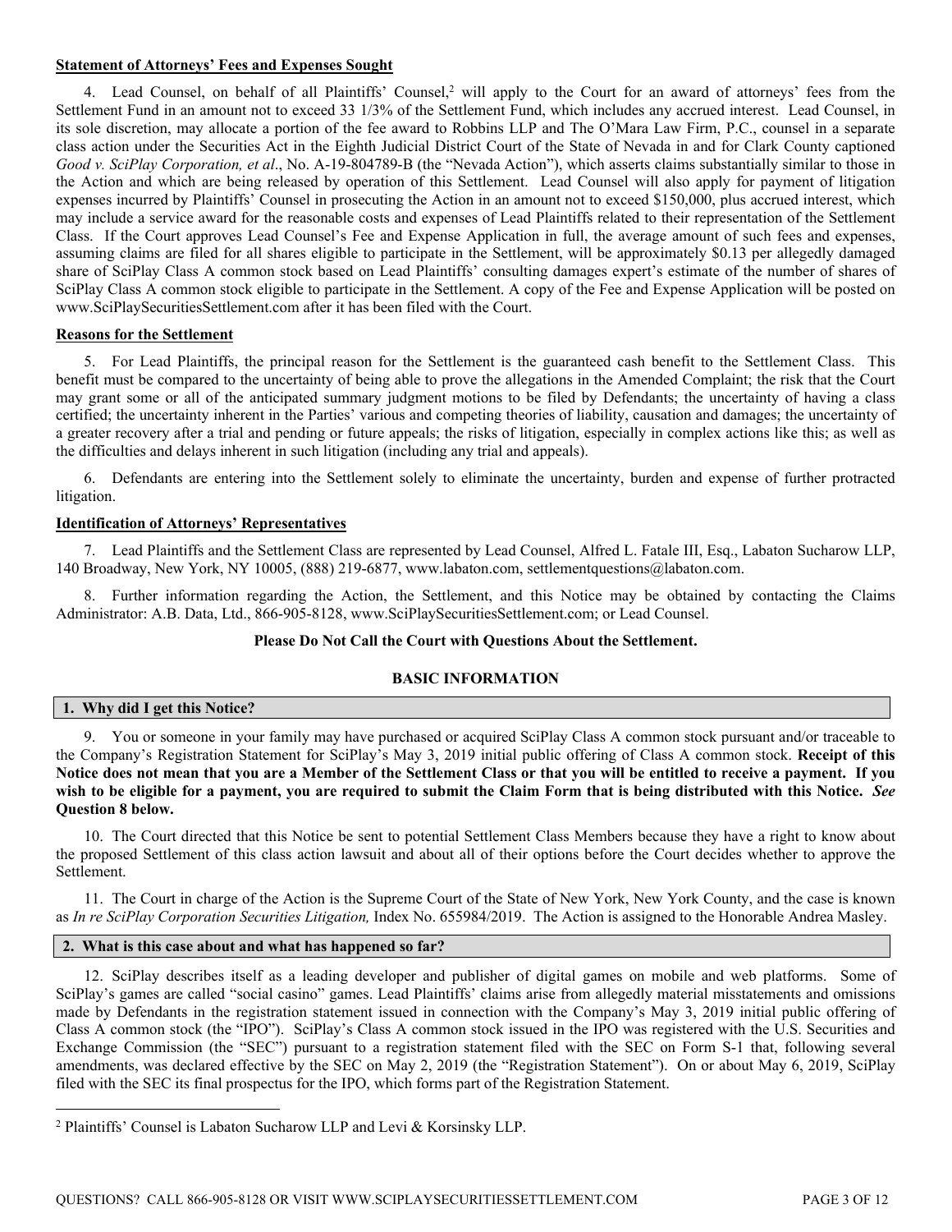**Statement of Attorneys' Fees and Expenses Sought**

4. Lead Counsel, on behalf of all Plaintiffs' Counsel,[2] will apply to the Court for an award of attorneys' fees from the Settlement Fund in an amount not to exceed 33 1/3% of the Settlement Fund, which includes any accrued interest. Lead Counsel, in its sole discretion, may allocate a portion of the fee award to Robbins LLP and The O'Mara Law Firm, P.C., counsel in a separate class action under the Securities Act in the Eighth Judicial District Court of the State of Nevada in and for Clark County captioned *Good v. SciPlay Corporation, et al*., No. A-19-804789-B (the "Nevada Action"), which asserts claims substantially similar to those in the Action and which are being released by operation of this Settlement. Lead Counsel will also apply for payment of litigation expenses incurred by Plaintiffs' Counsel in prosecuting the Action in an amount not to exceed $150,000, plus accrued interest, which may include a service award for the reasonable costs and expenses of Lead Plaintiffs related to their representation of the Settlement Class. If the Court approves Lead Counsel's Fee and Expense Application in full, the average amount of such fees and expenses, assuming claims are filed for all shares eligible to participate in the Settlement, will be approximately $0.13 per allegedly damaged share of SciPlay Class A common stock based on Lead Plaintiffs' consulting damages expert's estimate of the number of shares of SciPlay Class A common stock eligible to participate in the Settlement. A copy of the Fee and Expense Application will be posted on www.SciPlaySecuritiesSettlement.com after it has been filed with the Court.

**Reasons for the Settlement**

5. For Lead Plaintiffs, the principal reason for the Settlement is the guaranteed cash benefit to the Settlement Class. This benefit must be compared to the uncertainty of being able to prove the allegations in the Amended Complaint; the risk that the Court may grant some or all of the anticipated summary judgment motions to be filed by Defendants; the uncertainty of having a class certified; the uncertainty inherent in the Parties' various and competing theories of liability, causation and damages; the uncertainty of a greater recovery after a trial and pending or future appeals; the risks of litigation, especially in complex actions like this; as well as the difficulties and delays inherent in such litigation (including any trial and appeals).

6. Defendants are entering into the Settlement solely to eliminate the uncertainty, burden and expense of further protracted litigation.

**Identification of Attorneys' Representatives**

7. Lead Plaintiffs and the Settlement Class are represented by Lead Counsel, Alfred L. Fatale III, Esq., Labaton Sucharow LLP, 140 Broadway, New York, NY 10005, (888) 219-6877, www.labaton.com, settlementquestions@labaton.com.

8. Further information regarding the Action, the Settlement, and this Notice may be obtained by contacting the Claims Administrator: A.B. Data, Ltd., 866-905-8128, www.SciPlaySecuritiesSettlement.com; or Lead Counsel.

**Please Do Not Call the Court with Questions About the Settlement.**

## BASIC INFORMATION

### 1. Why did I get this Notice?

9. You or someone in your family may have purchased or acquired SciPlay Class A common stock pursuant and/or traceable to the Company's Registration Statement for SciPlay's May 3, 2019 initial public offering of Class A common stock. **Receipt of this Notice does not mean that you are a Member of the Settlement Class or that you will be entitled to receive a payment. If you wish to be eligible for a payment, you are required to submit the Claim Form that is being distributed with this Notice. *See* Question 8 below.**

10. The Court directed that this Notice be sent to potential Settlement Class Members because they have a right to know about the proposed Settlement of this class action lawsuit and about all of their options before the Court decides whether to approve the Settlement.

11. The Court in charge of the Action is the Supreme Court of the State of New York, New York County, and the case is known as *In re SciPlay Corporation Securities Litigation,* Index No. 655984/2019. The Action is assigned to the Honorable Andrea Masley.

### 2. What is this case about and what has happened so far?

12. SciPlay describes itself as a leading developer and publisher of digital games on mobile and web platforms. Some of SciPlay's games are called "social casino" games. Lead Plaintiffs' claims arise from allegedly material misstatements and omissions made by Defendants in the registration statement issued in connection with the Company's May 3, 2019 initial public offering of Class A common stock (the "IPO"). SciPlay's Class A common stock issued in the IPO was registered with the U.S. Securities and Exchange Commission (the "SEC") pursuant to a registration statement filed with the SEC on Form S-1 that, following several amendments, was declared effective by the SEC on May 2, 2019 (the "Registration Statement"). On or about May 6, 2019, SciPlay filed with the SEC its final prospectus for the IPO, which forms part of the Registration Statement.

---

[2] Plaintiffs' Counsel is Labaton Sucharow LLP and Levi & Korsinsky LLP.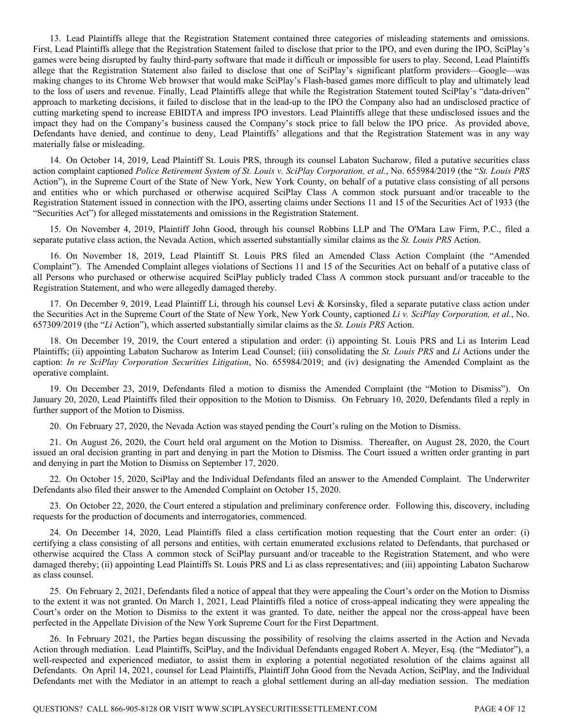13. Lead Plaintiffs allege that the Registration Statement contained three categories of misleading statements and omissions. First, Lead Plaintiffs allege that the Registration Statement failed to disclose that prior to the IPO, and even during the IPO, SciPlay's games were being disrupted by faulty third-party software that made it difficult or impossible for users to play. Second, Lead Plaintiffs allege that the Registration Statement also failed to disclose that one of SciPlay's significant platform providers—Google—was making changes to its Chrome Web browser that would make SciPlay's Flash-based games more difficult to play and ultimately lead to the loss of users and revenue. Finally, Lead Plaintiffs allege that while the Registration Statement touted SciPlay's "data-driven" approach to marketing decisions, it failed to disclose that in the lead-up to the IPO the Company also had an undisclosed practice of cutting marketing spend to increase EBIDTA and impress IPO investors. Lead Plaintiffs allege that these undisclosed issues and the impact they had on the Company's business caused the Company's stock price to fall below the IPO price. As provided above, Defendants have denied, and continue to deny, Lead Plaintiffs' allegations and that the Registration Statement was in any way materially false or misleading.

14. On October 14, 2019, Lead Plaintiff St. Louis PRS, through its counsel Labaton Sucharow, filed a putative securities class action complaint captioned *Police Retirement System of St. Louis v. SciPlay Corporation, et al.*, No. 655984/2019 (the "*St. Louis PRS* Action"), in the Supreme Court of the State of New York, New York County, on behalf of a putative class consisting of all persons and entities who or which purchased or otherwise acquired SciPlay Class A common stock pursuant and/or traceable to the Registration Statement issued in connection with the IPO, asserting claims under Sections 11 and 15 of the Securities Act of 1933 (the "Securities Act") for alleged misstatements and omissions in the Registration Statement.

15. On November 4, 2019, Plaintiff John Good, through his counsel Robbins LLP and The O'Mara Law Firm, P.C., filed a separate putative class action, the Nevada Action, which asserted substantially similar claims as the *St. Louis PRS* Action.

16. On November 18, 2019, Lead Plaintiff St. Louis PRS filed an Amended Class Action Complaint (the "Amended Complaint"). The Amended Complaint alleges violations of Sections 11 and 15 of the Securities Act on behalf of a putative class of all Persons who purchased or otherwise acquired SciPlay publicly traded Class A common stock pursuant and/or traceable to the Registration Statement, and who were allegedly damaged thereby.

17. On December 9, 2019, Lead Plaintiff Li, through his counsel Levi & Korsinsky, filed a separate putative class action under the Securities Act in the Supreme Court of the State of New York, New York County, captioned *Li v. SciPlay Corporation, et al.*, No. 657309/2019 (the "*Li* Action"), which asserted substantially similar claims as the *St. Louis PRS* Action.

18. On December 19, 2019, the Court entered a stipulation and order: (i) appointing St. Louis PRS and Li as Interim Lead Plaintiffs; (ii) appointing Labaton Sucharow as Interim Lead Counsel; (iii) consolidating the *St. Louis PRS* and *Li* Actions under the caption: *In re SciPlay Corporation Securities Litigation*, No. 655984/2019; and (iv) designating the Amended Complaint as the operative complaint.

19. On December 23, 2019, Defendants filed a motion to dismiss the Amended Complaint (the "Motion to Dismiss"). On January 20, 2020, Lead Plaintiffs filed their opposition to the Motion to Dismiss. On February 10, 2020, Defendants filed a reply in further support of the Motion to Dismiss.

20. On February 27, 2020, the Nevada Action was stayed pending the Court's ruling on the Motion to Dismiss.

21. On August 26, 2020, the Court held oral argument on the Motion to Dismiss. Thereafter, on August 28, 2020, the Court issued an oral decision granting in part and denying in part the Motion to Dismiss. The Court issued a written order granting in part and denying in part the Motion to Dismiss on September 17, 2020.

22. On October 15, 2020, SciPlay and the Individual Defendants filed an answer to the Amended Complaint. The Underwriter Defendants also filed their answer to the Amended Complaint on October 15, 2020.

23. On October 22, 2020, the Court entered a stipulation and preliminary conference order. Following this, discovery, including requests for the production of documents and interrogatories, commenced.

24. On December 14, 2020, Lead Plaintiffs filed a class certification motion requesting that the Court enter an order: (i) certifying a class consisting of all persons and entities, with certain enumerated exclusions related to Defendants, that purchased or otherwise acquired the Class A common stock of SciPlay pursuant and/or traceable to the Registration Statement, and who were damaged thereby; (ii) appointing Lead Plaintiffs St. Louis PRS and Li as class representatives; and (iii) appointing Labaton Sucharow as class counsel.

25. On February 2, 2021, Defendants filed a notice of appeal that they were appealing the Court's order on the Motion to Dismiss to the extent it was not granted. On March 1, 2021, Lead Plaintiffs filed a notice of cross-appeal indicating they were appealing the Court's order on the Motion to Dismiss to the extent it was granted. To date, neither the appeal nor the cross-appeal have been perfected in the Appellate Division of the New York Supreme Court for the First Department.

26. In February 2021, the Parties began discussing the possibility of resolving the claims asserted in the Action and Nevada Action through mediation. Lead Plaintiffs, SciPlay, and the Individual Defendants engaged Robert A. Meyer, Esq. (the "Mediator"), a well-respected and experienced mediator, to assist them in exploring a potential negotiated resolution of the claims against all Defendants. On April 14, 2021, counsel for Lead Plaintiffs, Plaintiff John Good from the Nevada Action, SciPlay, and the Individual Defendants met with the Mediator in an attempt to reach a global settlement during an all-day mediation session. The mediation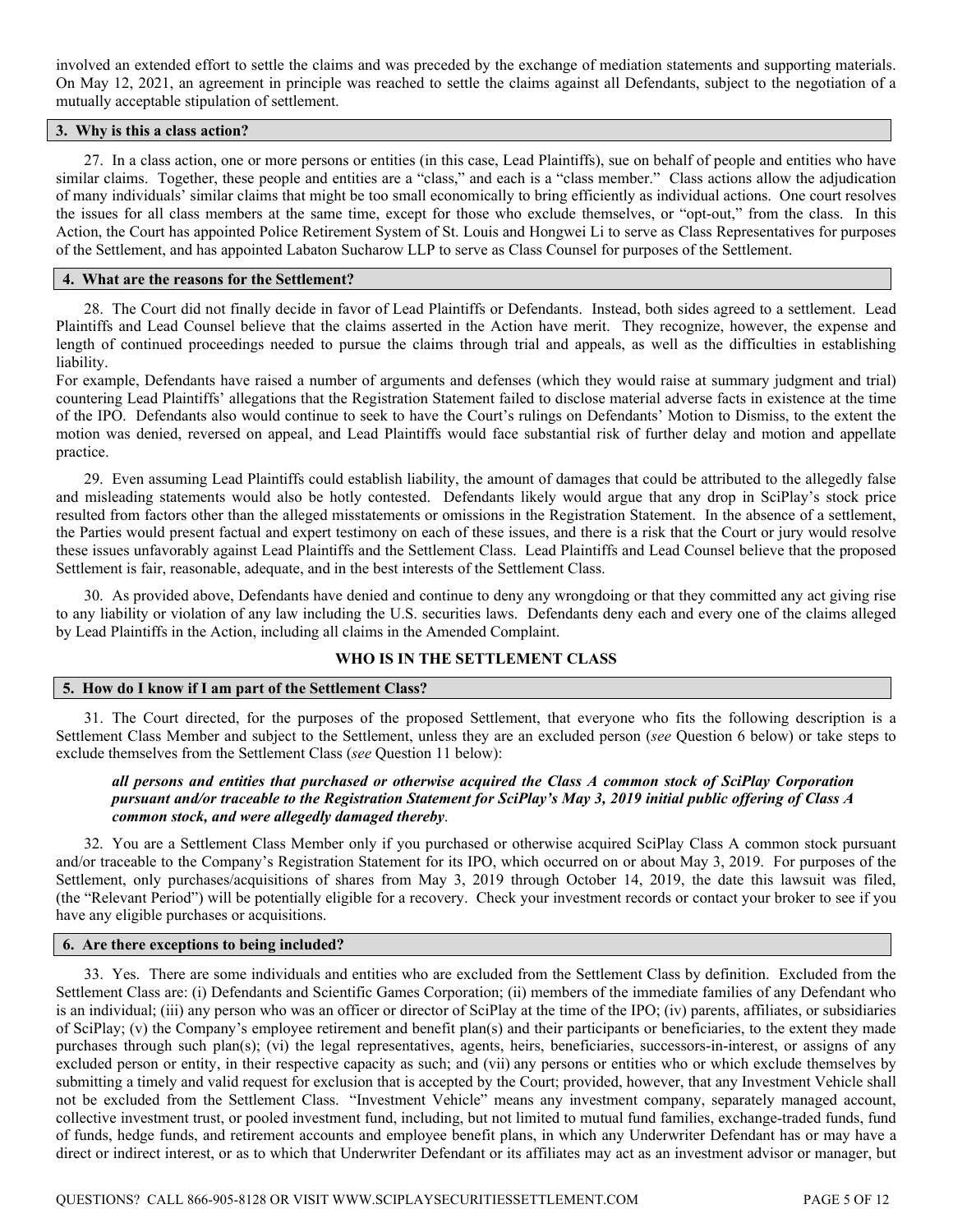involved an extended effort to settle the claims and was preceded by the exchange of mediation statements and supporting materials. On May 12, 2021, an agreement in principle was reached to settle the claims against all Defendants, subject to the negotiation of a mutually acceptable stipulation of settlement.

### 3. Why is this a class action?

27. In a class action, one or more persons or entities (in this case, Lead Plaintiffs), sue on behalf of people and entities who have similar claims. Together, these people and entities are a "class," and each is a "class member." Class actions allow the adjudication of many individuals' similar claims that might be too small economically to bring efficiently as individual actions. One court resolves the issues for all class members at the same time, except for those who exclude themselves, or "opt-out," from the class. In this Action, the Court has appointed Police Retirement System of St. Louis and Hongwei Li to serve as Class Representatives for purposes of the Settlement, and has appointed Labaton Sucharow LLP to serve as Class Counsel for purposes of the Settlement.

### 4. What are the reasons for the Settlement?

28. The Court did not finally decide in favor of Lead Plaintiffs or Defendants. Instead, both sides agreed to a settlement. Lead Plaintiffs and Lead Counsel believe that the claims asserted in the Action have merit. They recognize, however, the expense and length of continued proceedings needed to pursue the claims through trial and appeals, as well as the difficulties in establishing liability.

For example, Defendants have raised a number of arguments and defenses (which they would raise at summary judgment and trial) countering Lead Plaintiffs' allegations that the Registration Statement failed to disclose material adverse facts in existence at the time of the IPO. Defendants also would continue to seek to have the Court's rulings on Defendants' Motion to Dismiss, to the extent the motion was denied, reversed on appeal, and Lead Plaintiffs would face substantial risk of further delay and motion and appellate practice.

29. Even assuming Lead Plaintiffs could establish liability, the amount of damages that could be attributed to the allegedly false and misleading statements would also be hotly contested. Defendants likely would argue that any drop in SciPlay's stock price resulted from factors other than the alleged misstatements or omissions in the Registration Statement. In the absence of a settlement, the Parties would present factual and expert testimony on each of these issues, and there is a risk that the Court or jury would resolve these issues unfavorably against Lead Plaintiffs and the Settlement Class. Lead Plaintiffs and Lead Counsel believe that the proposed Settlement is fair, reasonable, adequate, and in the best interests of the Settlement Class.

30. As provided above, Defendants have denied and continue to deny any wrongdoing or that they committed any act giving rise to any liability or violation of any law including the U.S. securities laws. Defendants deny each and every one of the claims alleged by Lead Plaintiffs in the Action, including all claims in the Amended Complaint.

## WHO IS IN THE SETTLEMENT CLASS

### 5. How do I know if I am part of the Settlement Class?

31. The Court directed, for the purposes of the proposed Settlement, that everyone who fits the following description is a Settlement Class Member and subject to the Settlement, unless they are an excluded person (*see* Question 6 below) or take steps to exclude themselves from the Settlement Class (*see* Question 11 below):

> ***all persons and entities that purchased or otherwise acquired the Class A common stock of SciPlay Corporation pursuant and/or traceable to the Registration Statement for SciPlay's May 3, 2019 initial public offering of Class A common stock, and were allegedly damaged thereby*.**

32. You are a Settlement Class Member only if you purchased or otherwise acquired SciPlay Class A common stock pursuant and/or traceable to the Company's Registration Statement for its IPO, which occurred on or about May 3, 2019. For purposes of the Settlement, only purchases/acquisitions of shares from May 3, 2019 through October 14, 2019, the date this lawsuit was filed, (the "Relevant Period") will be potentially eligible for a recovery. Check your investment records or contact your broker to see if you have any eligible purchases or acquisitions.

### 6. Are there exceptions to being included?

33. Yes. There are some individuals and entities who are excluded from the Settlement Class by definition. Excluded from the Settlement Class are: (i) Defendants and Scientific Games Corporation; (ii) members of the immediate families of any Defendant who is an individual; (iii) any person who was an officer or director of SciPlay at the time of the IPO; (iv) parents, affiliates, or subsidiaries of SciPlay; (v) the Company's employee retirement and benefit plan(s) and their participants or beneficiaries, to the extent they made purchases through such plan(s); (vi) the legal representatives, agents, heirs, beneficiaries, successors-in-interest, or assigns of any excluded person or entity, in their respective capacity as such; and (vii) any persons or entities who or which exclude themselves by submitting a timely and valid request for exclusion that is accepted by the Court; provided, however, that any Investment Vehicle shall not be excluded from the Settlement Class. "Investment Vehicle" means any investment company, separately managed account, collective investment trust, or pooled investment fund, including, but not limited to mutual fund families, exchange-traded funds, fund of funds, hedge funds, and retirement accounts and employee benefit plans, in which any Underwriter Defendant has or may have a direct or indirect interest, or as to which that Underwriter Defendant or its affiliates may act as an investment advisor or manager, but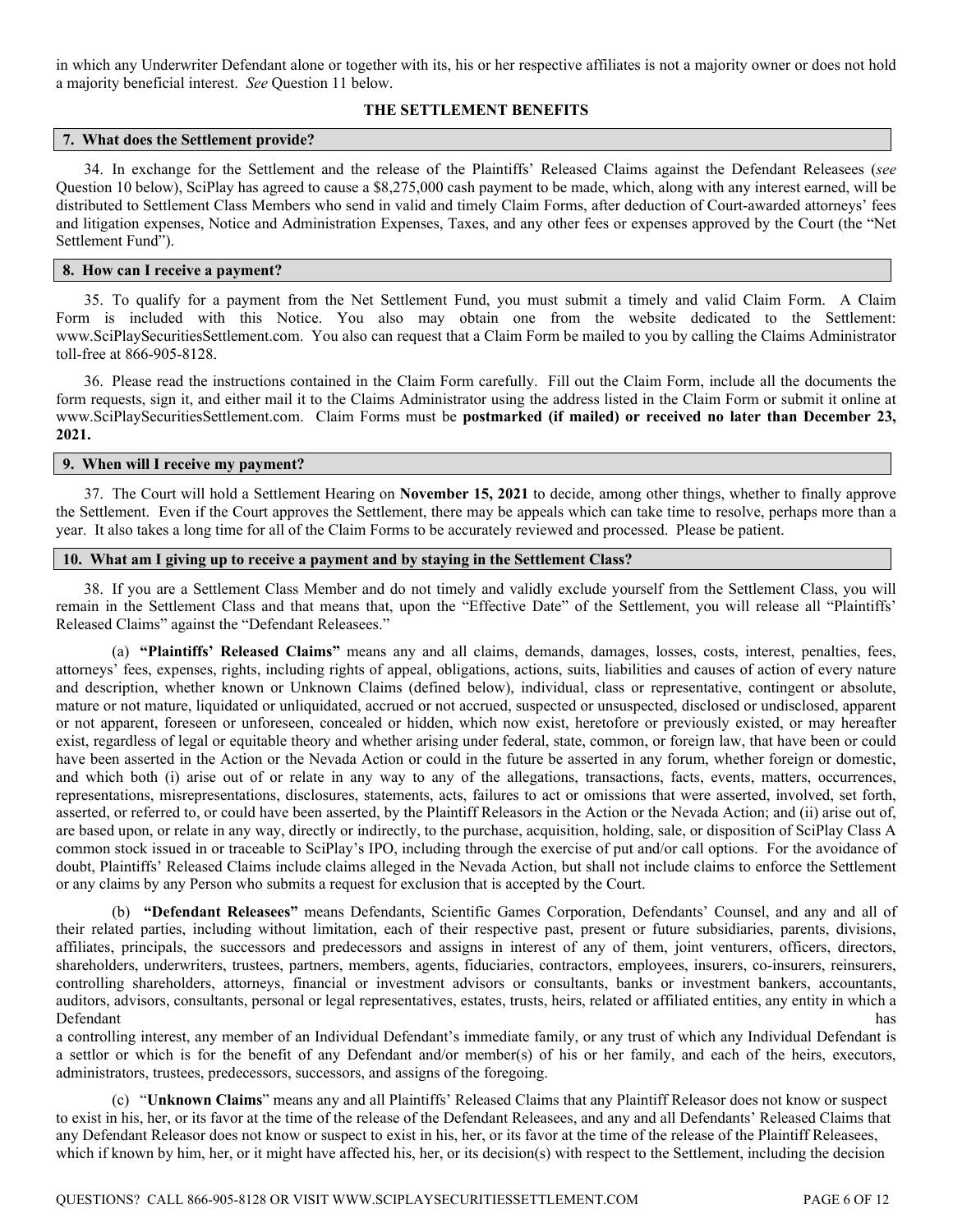in which any Underwriter Defendant alone or together with its, his or her respective affiliates is not a majority owner or does not hold a majority beneficial interest. *See* Question 11 below.

## THE SETTLEMENT BENEFITS

### 7. What does the Settlement provide?

34. In exchange for the Settlement and the release of the Plaintiffs' Released Claims against the Defendant Releasees (*see* Question 10 below), SciPlay has agreed to cause a $8,275,000 cash payment to be made, which, along with any interest earned, will be distributed to Settlement Class Members who send in valid and timely Claim Forms, after deduction of Court-awarded attorneys' fees and litigation expenses, Notice and Administration Expenses, Taxes, and any other fees or expenses approved by the Court (the "Net Settlement Fund").

### 8. How can I receive a payment?

35. To qualify for a payment from the Net Settlement Fund, you must submit a timely and valid Claim Form. A Claim Form is included with this Notice. You also may obtain one from the website dedicated to the Settlement: www.SciPlaySecuritiesSettlement.com. You also can request that a Claim Form be mailed to you by calling the Claims Administrator toll-free at 866-905-8128.

36. Please read the instructions contained in the Claim Form carefully. Fill out the Claim Form, include all the documents the form requests, sign it, and either mail it to the Claims Administrator using the address listed in the Claim Form or submit it online at www.SciPlaySecuritiesSettlement.com. Claim Forms must be **postmarked (if mailed) or received no later than December 23, 2021.**

### 9. When will I receive my payment?

37. The Court will hold a Settlement Hearing on **November 15, 2021** to decide, among other things, whether to finally approve the Settlement. Even if the Court approves the Settlement, there may be appeals which can take time to resolve, perhaps more than a year. It also takes a long time for all of the Claim Forms to be accurately reviewed and processed. Please be patient.

### 10. What am I giving up to receive a payment and by staying in the Settlement Class?

38. If you are a Settlement Class Member and do not timely and validly exclude yourself from the Settlement Class, you will remain in the Settlement Class and that means that, upon the "Effective Date" of the Settlement, you will release all "Plaintiffs' Released Claims" against the "Defendant Releasees."

(a) **"Plaintiffs' Released Claims"** means any and all claims, demands, damages, losses, costs, interest, penalties, fees, attorneys' fees, expenses, rights, including rights of appeal, obligations, actions, suits, liabilities and causes of action of every nature and description, whether known or Unknown Claims (defined below), individual, class or representative, contingent or absolute, mature or not mature, liquidated or unliquidated, accrued or not accrued, suspected or unsuspected, disclosed or undisclosed, apparent or not apparent, foreseen or unforeseen, concealed or hidden, which now exist, heretofore or previously existed, or may hereafter exist, regardless of legal or equitable theory and whether arising under federal, state, common, or foreign law, that have been or could have been asserted in the Action or the Nevada Action or could in the future be asserted in any forum, whether foreign or domestic, and which both (i) arise out of or relate in any way to any of the allegations, transactions, facts, events, matters, occurrences, representations, misrepresentations, disclosures, statements, acts, failures to act or omissions that were asserted, involved, set forth, asserted, or referred to, or could have been asserted, by the Plaintiff Releasors in the Action or the Nevada Action; and (ii) arise out of, are based upon, or relate in any way, directly or indirectly, to the purchase, acquisition, holding, sale, or disposition of SciPlay Class A common stock issued in or traceable to SciPlay's IPO, including through the exercise of put and/or call options. For the avoidance of doubt, Plaintiffs' Released Claims include claims alleged in the Nevada Action, but shall not include claims to enforce the Settlement or any claims by any Person who submits a request for exclusion that is accepted by the Court.

(b) **"Defendant Releasees"** means Defendants, Scientific Games Corporation, Defendants' Counsel, and any and all of their related parties, including without limitation, each of their respective past, present or future subsidiaries, parents, divisions, affiliates, principals, the successors and predecessors and assigns in interest of any of them, joint venturers, officers, directors, shareholders, underwriters, trustees, partners, members, agents, fiduciaries, contractors, employees, insurers, co-insurers, reinsurers, controlling shareholders, attorneys, financial or investment advisors or consultants, banks or investment bankers, accountants, auditors, advisors, consultants, personal or legal representatives, estates, trusts, heirs, related or affiliated entities, any entity in which a Defendant has a controlling interest, any member of an Individual Defendant's immediate family, or any trust of which any Individual Defendant is a settlor or which is for the benefit of any Defendant and/or member(s) of his or her family, and each of the heirs, executors, administrators, trustees, predecessors, successors, and assigns of the foregoing.

(c) "**Unknown Claims**" means any and all Plaintiffs' Released Claims that any Plaintiff Releasor does not know or suspect to exist in his, her, or its favor at the time of the release of the Defendant Releasees, and any and all Defendants' Released Claims that any Defendant Releasor does not know or suspect to exist in his, her, or its favor at the time of the release of the Plaintiff Releasees, which if known by him, her, or it might have affected his, her, or its decision(s) with respect to the Settlement, including the decision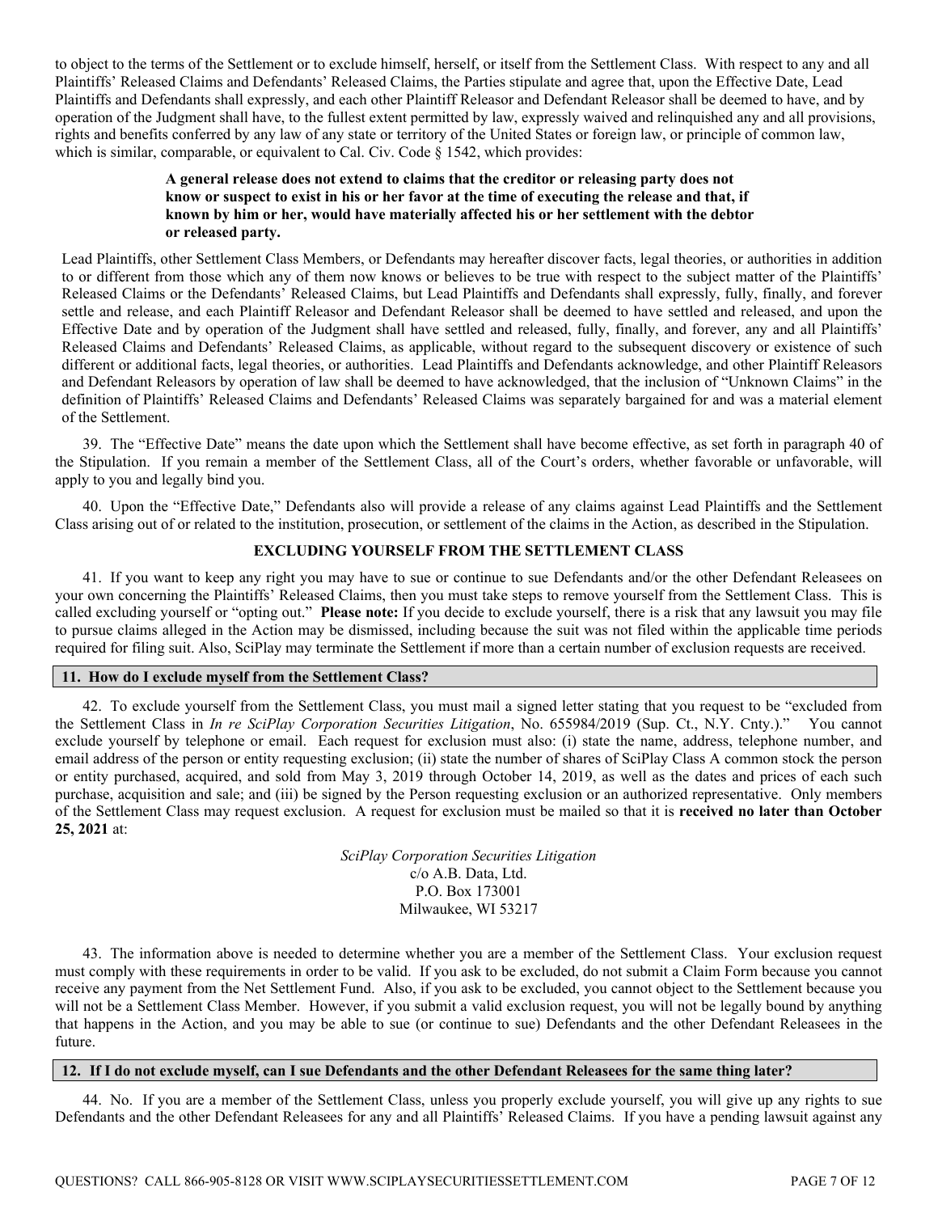to object to the terms of the Settlement or to exclude himself, herself, or itself from the Settlement Class. With respect to any and all Plaintiffs' Released Claims and Defendants' Released Claims, the Parties stipulate and agree that, upon the Effective Date, Lead Plaintiffs and Defendants shall expressly, and each other Plaintiff Releasor and Defendant Releasor shall be deemed to have, and by operation of the Judgment shall have, to the fullest extent permitted by law, expressly waived and relinquished any and all provisions, rights and benefits conferred by any law of any state or territory of the United States or foreign law, or principle of common law, which is similar, comparable, or equivalent to Cal. Civ. Code § 1542, which provides:

> **A general release does not extend to claims that the creditor or releasing party does not know or suspect to exist in his or her favor at the time of executing the release and that, if known by him or her, would have materially affected his or her settlement with the debtor or released party.**

Lead Plaintiffs, other Settlement Class Members, or Defendants may hereafter discover facts, legal theories, or authorities in addition to or different from those which any of them now knows or believes to be true with respect to the subject matter of the Plaintiffs' Released Claims or the Defendants' Released Claims, but Lead Plaintiffs and Defendants shall expressly, fully, finally, and forever settle and release, and each Plaintiff Releasor and Defendant Releasor shall be deemed to have settled and released, and upon the Effective Date and by operation of the Judgment shall have settled and released, fully, finally, and forever, any and all Plaintiffs' Released Claims and Defendants' Released Claims, as applicable, without regard to the subsequent discovery or existence of such different or additional facts, legal theories, or authorities. Lead Plaintiffs and Defendants acknowledge, and other Plaintiff Releasors and Defendant Releasors by operation of law shall be deemed to have acknowledged, that the inclusion of "Unknown Claims" in the definition of Plaintiffs' Released Claims and Defendants' Released Claims was separately bargained for and was a material element of the Settlement.

39. The "Effective Date" means the date upon which the Settlement shall have become effective, as set forth in paragraph 40 of the Stipulation. If you remain a member of the Settlement Class, all of the Court's orders, whether favorable or unfavorable, will apply to you and legally bind you.

40. Upon the "Effective Date," Defendants also will provide a release of any claims against Lead Plaintiffs and the Settlement Class arising out of or related to the institution, prosecution, or settlement of the claims in the Action, as described in the Stipulation.

## EXCLUDING YOURSELF FROM THE SETTLEMENT CLASS

41. If you want to keep any right you may have to sue or continue to sue Defendants and/or the other Defendant Releasees on your own concerning the Plaintiffs' Released Claims, then you must take steps to remove yourself from the Settlement Class. This is called excluding yourself or "opting out." **Please note:** If you decide to exclude yourself, there is a risk that any lawsuit you may file to pursue claims alleged in the Action may be dismissed, including because the suit was not filed within the applicable time periods required for filing suit. Also, SciPlay may terminate the Settlement if more than a certain number of exclusion requests are received.

### 11. How do I exclude myself from the Settlement Class?

42. To exclude yourself from the Settlement Class, you must mail a signed letter stating that you request to be "excluded from the Settlement Class in *In re SciPlay Corporation Securities Litigation*, No. 655984/2019 (Sup. Ct., N.Y. Cnty.)." You cannot exclude yourself by telephone or email. Each request for exclusion must also: (i) state the name, address, telephone number, and email address of the person or entity requesting exclusion; (ii) state the number of shares of SciPlay Class A common stock the person or entity purchased, acquired, and sold from May 3, 2019 through October 14, 2019, as well as the dates and prices of each such purchase, acquisition and sale; and (iii) be signed by the Person requesting exclusion or an authorized representative. Only members of the Settlement Class may request exclusion. A request for exclusion must be mailed so that it is **received no later than October 25, 2021** at:

*SciPlay Corporation Securities Litigation*
c/o A.B. Data, Ltd.
P.O. Box 173001
Milwaukee, WI 53217

43. The information above is needed to determine whether you are a member of the Settlement Class. Your exclusion request must comply with these requirements in order to be valid. If you ask to be excluded, do not submit a Claim Form because you cannot receive any payment from the Net Settlement Fund. Also, if you ask to be excluded, you cannot object to the Settlement because you will not be a Settlement Class Member. However, if you submit a valid exclusion request, you will not be legally bound by anything that happens in the Action, and you may be able to sue (or continue to sue) Defendants and the other Defendant Releasees in the future.

### 12. If I do not exclude myself, can I sue Defendants and the other Defendant Releasees for the same thing later?

44. No. If you are a member of the Settlement Class, unless you properly exclude yourself, you will give up any rights to sue Defendants and the other Defendant Releasees for any and all Plaintiffs' Released Claims. If you have a pending lawsuit against any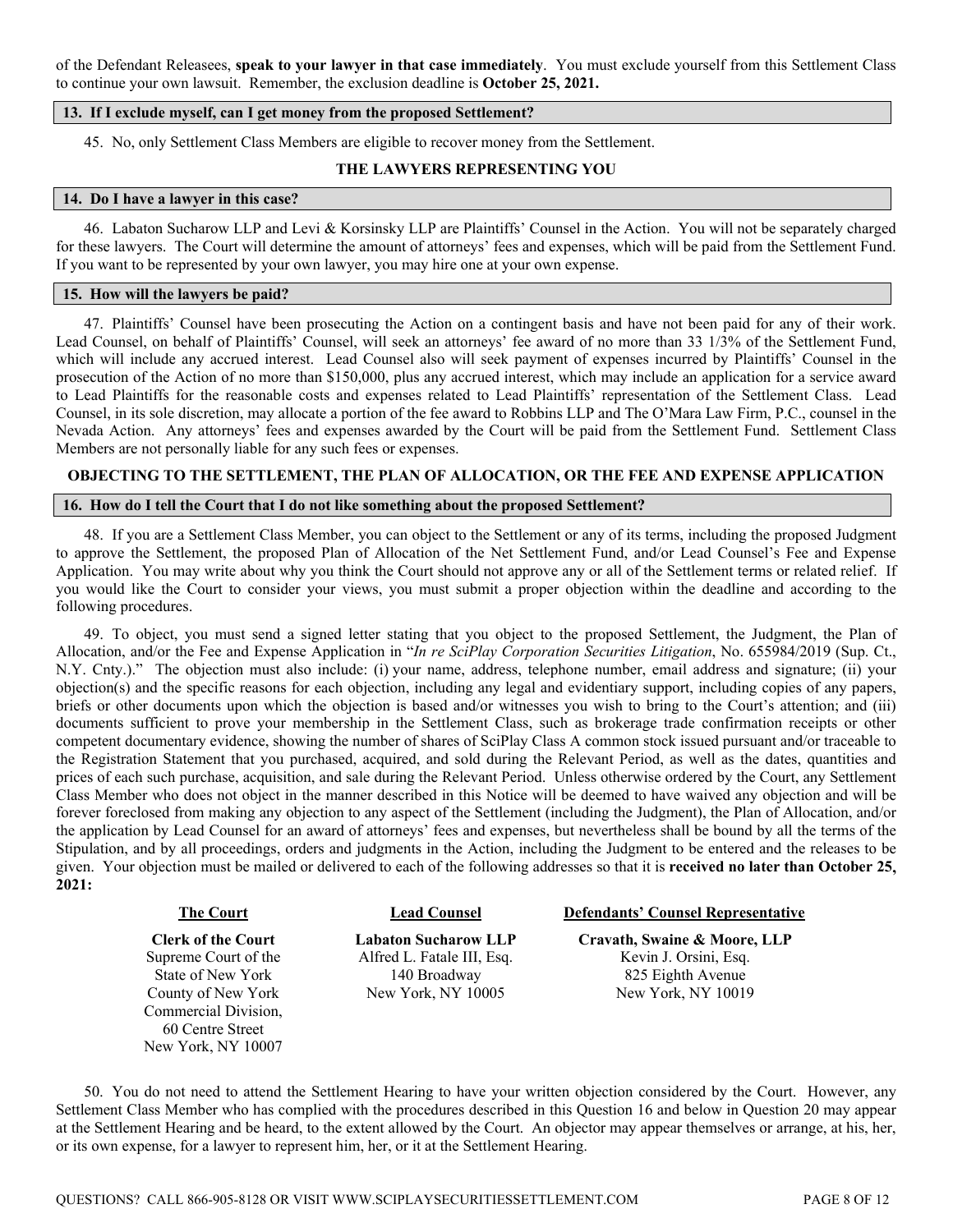of the Defendant Releasees, **speak to your lawyer in that case immediately**. You must exclude yourself from this Settlement Class to continue your own lawsuit. Remember, the exclusion deadline is **October 25, 2021.**

### 13. If I exclude myself, can I get money from the proposed Settlement?

45. No, only Settlement Class Members are eligible to recover money from the Settlement.

## THE LAWYERS REPRESENTING YOU

### 14. Do I have a lawyer in this case?

46. Labaton Sucharow LLP and Levi & Korsinsky LLP are Plaintiffs' Counsel in the Action. You will not be separately charged for these lawyers. The Court will determine the amount of attorneys' fees and expenses, which will be paid from the Settlement Fund. If you want to be represented by your own lawyer, you may hire one at your own expense.

### 15. How will the lawyers be paid?

47. Plaintiffs' Counsel have been prosecuting the Action on a contingent basis and have not been paid for any of their work. Lead Counsel, on behalf of Plaintiffs' Counsel, will seek an attorneys' fee award of no more than 33 1/3% of the Settlement Fund, which will include any accrued interest. Lead Counsel also will seek payment of expenses incurred by Plaintiffs' Counsel in the prosecution of the Action of no more than $150,000, plus any accrued interest, which may include an application for a service award to Lead Plaintiffs for the reasonable costs and expenses related to Lead Plaintiffs' representation of the Settlement Class. Lead Counsel, in its sole discretion, may allocate a portion of the fee award to Robbins LLP and The O'Mara Law Firm, P.C., counsel in the Nevada Action. Any attorneys' fees and expenses awarded by the Court will be paid from the Settlement Fund. Settlement Class Members are not personally liable for any such fees or expenses.

## OBJECTING TO THE SETTLEMENT, THE PLAN OF ALLOCATION, OR THE FEE AND EXPENSE APPLICATION

### 16. How do I tell the Court that I do not like something about the proposed Settlement?

48. If you are a Settlement Class Member, you can object to the Settlement or any of its terms, including the proposed Judgment to approve the Settlement, the proposed Plan of Allocation of the Net Settlement Fund, and/or Lead Counsel's Fee and Expense Application. You may write about why you think the Court should not approve any or all of the Settlement terms or related relief. If you would like the Court to consider your views, you must submit a proper objection within the deadline and according to the following procedures.

49. To object, you must send a signed letter stating that you object to the proposed Settlement, the Judgment, the Plan of Allocation, and/or the Fee and Expense Application in "*In re SciPlay Corporation Securities Litigation*, No. 655984/2019 (Sup. Ct., N.Y. Cnty.)." The objection must also include: (i) your name, address, telephone number, email address and signature; (ii) your objection(s) and the specific reasons for each objection, including any legal and evidentiary support, including copies of any papers, briefs or other documents upon which the objection is based and/or witnesses you wish to bring to the Court's attention; and (iii) documents sufficient to prove your membership in the Settlement Class, such as brokerage trade confirmation receipts or other competent documentary evidence, showing the number of shares of SciPlay Class A common stock issued pursuant and/or traceable to the Registration Statement that you purchased, acquired, and sold during the Relevant Period, as well as the dates, quantities and prices of each such purchase, acquisition, and sale during the Relevant Period. Unless otherwise ordered by the Court, any Settlement Class Member who does not object in the manner described in this Notice will be deemed to have waived any objection and will be forever foreclosed from making any objection to any aspect of the Settlement (including the Judgment), the Plan of Allocation, and/or the application by Lead Counsel for an award of attorneys' fees and expenses, but nevertheless shall be bound by all the terms of the Stipulation, and by all proceedings, orders and judgments in the Action, including the Judgment to be entered and the releases to be given. Your objection must be mailed or delivered to each of the following addresses so that it is **received no later than October 25, 2021:**

| **The Court** | **Lead Counsel** | **Defendants' Counsel Representative** |
|---|---|---|
| **Clerk of the Court**<br>Supreme Court of the State of New York<br>County of New York<br>Commercial Division,<br>60 Centre Street<br>New York, NY 10007 | **Labaton Sucharow LLP**<br>Alfred L. Fatale III, Esq.<br>140 Broadway<br>New York, NY 10005 | **Cravath, Swaine & Moore, LLP**<br>Kevin J. Orsini, Esq.<br>825 Eighth Avenue<br>New York, NY 10019 |

50. You do not need to attend the Settlement Hearing to have your written objection considered by the Court. However, any Settlement Class Member who has complied with the procedures described in this Question 16 and below in Question 20 may appear at the Settlement Hearing and be heard, to the extent allowed by the Court. An objector may appear themselves or arrange, at his, her, or its own expense, for a lawyer to represent him, her, or it at the Settlement Hearing.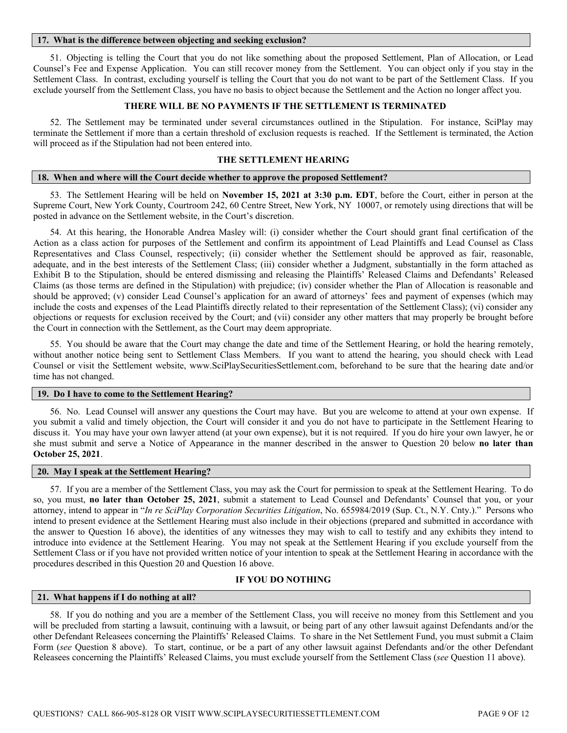### 17. What is the difference between objecting and seeking exclusion?

51. Objecting is telling the Court that you do not like something about the proposed Settlement, Plan of Allocation, or Lead Counsel's Fee and Expense Application. You can still recover money from the Settlement. You can object only if you stay in the Settlement Class. In contrast, excluding yourself is telling the Court that you do not want to be part of the Settlement Class. If you exclude yourself from the Settlement Class, you have no basis to object because the Settlement and the Action no longer affect you.

## THERE WILL BE NO PAYMENTS IF THE SETTLEMENT IS TERMINATED

52. The Settlement may be terminated under several circumstances outlined in the Stipulation. For instance, SciPlay may terminate the Settlement if more than a certain threshold of exclusion requests is reached. If the Settlement is terminated, the Action will proceed as if the Stipulation had not been entered into.

## THE SETTLEMENT HEARING

### 18. When and where will the Court decide whether to approve the proposed Settlement?

53. The Settlement Hearing will be held on **November 15, 2021 at 3:30 p.m. EDT**, before the Court, either in person at the Supreme Court, New York County, Courtroom 242, 60 Centre Street, New York, NY 10007, or remotely using directions that will be posted in advance on the Settlement website, in the Court's discretion.

54. At this hearing, the Honorable Andrea Masley will: (i) consider whether the Court should grant final certification of the Action as a class action for purposes of the Settlement and confirm its appointment of Lead Plaintiffs and Lead Counsel as Class Representatives and Class Counsel, respectively; (ii) consider whether the Settlement should be approved as fair, reasonable, adequate, and in the best interests of the Settlement Class; (iii) consider whether a Judgment, substantially in the form attached as Exhibit B to the Stipulation, should be entered dismissing and releasing the Plaintiffs' Released Claims and Defendants' Released Claims (as those terms are defined in the Stipulation) with prejudice; (iv) consider whether the Plan of Allocation is reasonable and should be approved; (v) consider Lead Counsel's application for an award of attorneys' fees and payment of expenses (which may include the costs and expenses of the Lead Plaintiffs directly related to their representation of the Settlement Class); (vi) consider any objections or requests for exclusion received by the Court; and (vii) consider any other matters that may properly be brought before the Court in connection with the Settlement, as the Court may deem appropriate.

55. You should be aware that the Court may change the date and time of the Settlement Hearing, or hold the hearing remotely, without another notice being sent to Settlement Class Members. If you want to attend the hearing, you should check with Lead Counsel or visit the Settlement website, www.SciPlaySecuritiesSettlement.com, beforehand to be sure that the hearing date and/or time has not changed.

### 19. Do I have to come to the Settlement Hearing?

56. No. Lead Counsel will answer any questions the Court may have. But you are welcome to attend at your own expense. If you submit a valid and timely objection, the Court will consider it and you do not have to participate in the Settlement Hearing to discuss it. You may have your own lawyer attend (at your own expense), but it is not required. If you do hire your own lawyer, he or she must submit and serve a Notice of Appearance in the manner described in the answer to Question 20 below **no later than October 25, 2021**.

### 20. May I speak at the Settlement Hearing?

57. If you are a member of the Settlement Class, you may ask the Court for permission to speak at the Settlement Hearing. To do so, you must, **no later than October 25, 2021**, submit a statement to Lead Counsel and Defendants' Counsel that you, or your attorney, intend to appear in "*In re SciPlay Corporation Securities Litigation*, No. 655984/2019 (Sup. Ct., N.Y. Cnty.)." Persons who intend to present evidence at the Settlement Hearing must also include in their objections (prepared and submitted in accordance with the answer to Question 16 above), the identities of any witnesses they may wish to call to testify and any exhibits they intend to introduce into evidence at the Settlement Hearing. You may not speak at the Settlement Hearing if you exclude yourself from the Settlement Class or if you have not provided written notice of your intention to speak at the Settlement Hearing in accordance with the procedures described in this Question 20 and Question 16 above.

## IF YOU DO NOTHING

### 21. What happens if I do nothing at all?

58. If you do nothing and you are a member of the Settlement Class, you will receive no money from this Settlement and you will be precluded from starting a lawsuit, continuing with a lawsuit, or being part of any other lawsuit against Defendants and/or the other Defendant Releasees concerning the Plaintiffs' Released Claims. To share in the Net Settlement Fund, you must submit a Claim Form (*see* Question 8 above). To start, continue, or be a part of any other lawsuit against Defendants and/or the other Defendant Releasees concerning the Plaintiffs' Released Claims, you must exclude yourself from the Settlement Class (*see* Question 11 above).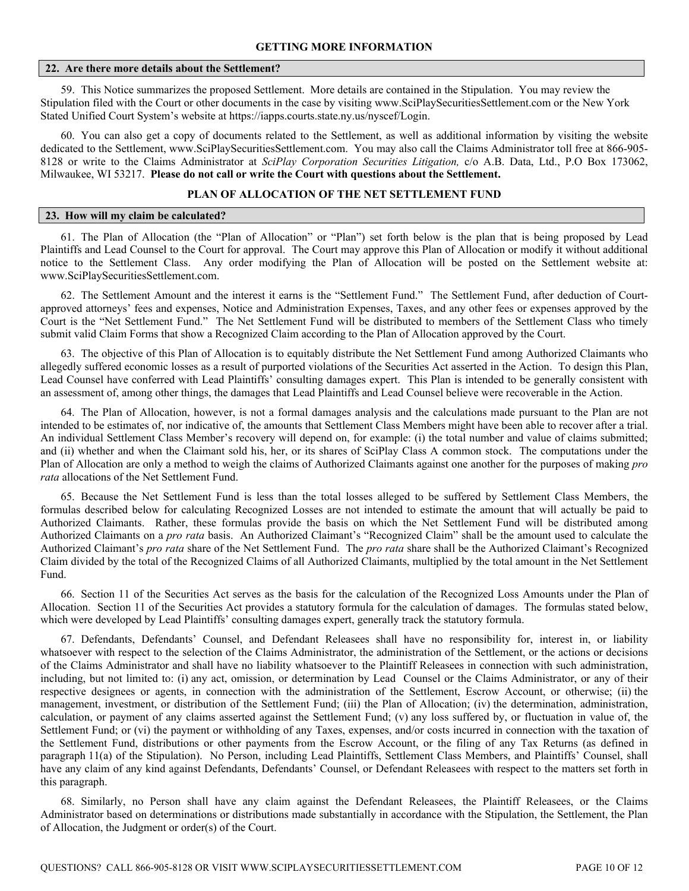## GETTING MORE INFORMATION

### 22. Are there more details about the Settlement?

59. This Notice summarizes the proposed Settlement. More details are contained in the Stipulation. You may review the Stipulation filed with the Court or other documents in the case by visiting www.SciPlaySecuritiesSettlement.com or the New York Stated Unified Court System's website at https://iapps.courts.state.ny.us/nyscef/Login.

60. You can also get a copy of documents related to the Settlement, as well as additional information by visiting the website dedicated to the Settlement, www.SciPlaySecuritiesSettlement.com. You may also call the Claims Administrator toll free at 866-905-8128 or write to the Claims Administrator at *SciPlay Corporation Securities Litigation,* c/o A.B. Data, Ltd., P.O Box 173062, Milwaukee, WI 53217. **Please do not call or write the Court with questions about the Settlement.**

## PLAN OF ALLOCATION OF THE NET SETTLEMENT FUND

### 23. How will my claim be calculated?

61. The Plan of Allocation (the "Plan of Allocation" or "Plan") set forth below is the plan that is being proposed by Lead Plaintiffs and Lead Counsel to the Court for approval. The Court may approve this Plan of Allocation or modify it without additional notice to the Settlement Class. Any order modifying the Plan of Allocation will be posted on the Settlement website at: www.SciPlaySecuritiesSettlement.com.

62. The Settlement Amount and the interest it earns is the "Settlement Fund." The Settlement Fund, after deduction of Court-approved attorneys' fees and expenses, Notice and Administration Expenses, Taxes, and any other fees or expenses approved by the Court is the "Net Settlement Fund." The Net Settlement Fund will be distributed to members of the Settlement Class who timely submit valid Claim Forms that show a Recognized Claim according to the Plan of Allocation approved by the Court.

63. The objective of this Plan of Allocation is to equitably distribute the Net Settlement Fund among Authorized Claimants who allegedly suffered economic losses as a result of purported violations of the Securities Act asserted in the Action. To design this Plan, Lead Counsel have conferred with Lead Plaintiffs' consulting damages expert. This Plan is intended to be generally consistent with an assessment of, among other things, the damages that Lead Plaintiffs and Lead Counsel believe were recoverable in the Action.

64. The Plan of Allocation, however, is not a formal damages analysis and the calculations made pursuant to the Plan are not intended to be estimates of, nor indicative of, the amounts that Settlement Class Members might have been able to recover after a trial. An individual Settlement Class Member's recovery will depend on, for example: (i) the total number and value of claims submitted; and (ii) whether and when the Claimant sold his, her, or its shares of SciPlay Class A common stock. The computations under the Plan of Allocation are only a method to weigh the claims of Authorized Claimants against one another for the purposes of making *pro rata* allocations of the Net Settlement Fund.

65. Because the Net Settlement Fund is less than the total losses alleged to be suffered by Settlement Class Members, the formulas described below for calculating Recognized Losses are not intended to estimate the amount that will actually be paid to Authorized Claimants. Rather, these formulas provide the basis on which the Net Settlement Fund will be distributed among Authorized Claimants on a *pro rata* basis. An Authorized Claimant's "Recognized Claim" shall be the amount used to calculate the Authorized Claimant's *pro rata* share of the Net Settlement Fund. The *pro rata* share shall be the Authorized Claimant's Recognized Claim divided by the total of the Recognized Claims of all Authorized Claimants, multiplied by the total amount in the Net Settlement Fund.

66. Section 11 of the Securities Act serves as the basis for the calculation of the Recognized Loss Amounts under the Plan of Allocation. Section 11 of the Securities Act provides a statutory formula for the calculation of damages. The formulas stated below, which were developed by Lead Plaintiffs' consulting damages expert, generally track the statutory formula.

67. Defendants, Defendants' Counsel, and Defendant Releasees shall have no responsibility for, interest in, or liability whatsoever with respect to the selection of the Claims Administrator, the administration of the Settlement, or the actions or decisions of the Claims Administrator and shall have no liability whatsoever to the Plaintiff Releasees in connection with such administration, including, but not limited to: (i) any act, omission, or determination by Lead Counsel or the Claims Administrator, or any of their respective designees or agents, in connection with the administration of the Settlement, Escrow Account, or otherwise; (ii) the management, investment, or distribution of the Settlement Fund; (iii) the Plan of Allocation; (iv) the determination, administration, calculation, or payment of any claims asserted against the Settlement Fund; (v) any loss suffered by, or fluctuation in value of, the Settlement Fund; or (vi) the payment or withholding of any Taxes, expenses, and/or costs incurred in connection with the taxation of the Settlement Fund, distributions or other payments from the Escrow Account, or the filing of any Tax Returns (as defined in paragraph 11(a) of the Stipulation). No Person, including Lead Plaintiffs, Settlement Class Members, and Plaintiffs' Counsel, shall have any claim of any kind against Defendants, Defendants' Counsel, or Defendant Releasees with respect to the matters set forth in this paragraph.

68. Similarly, no Person shall have any claim against the Defendant Releasees, the Plaintiff Releasees, or the Claims Administrator based on determinations or distributions made substantially in accordance with the Stipulation, the Settlement, the Plan of Allocation, the Judgment or order(s) of the Court.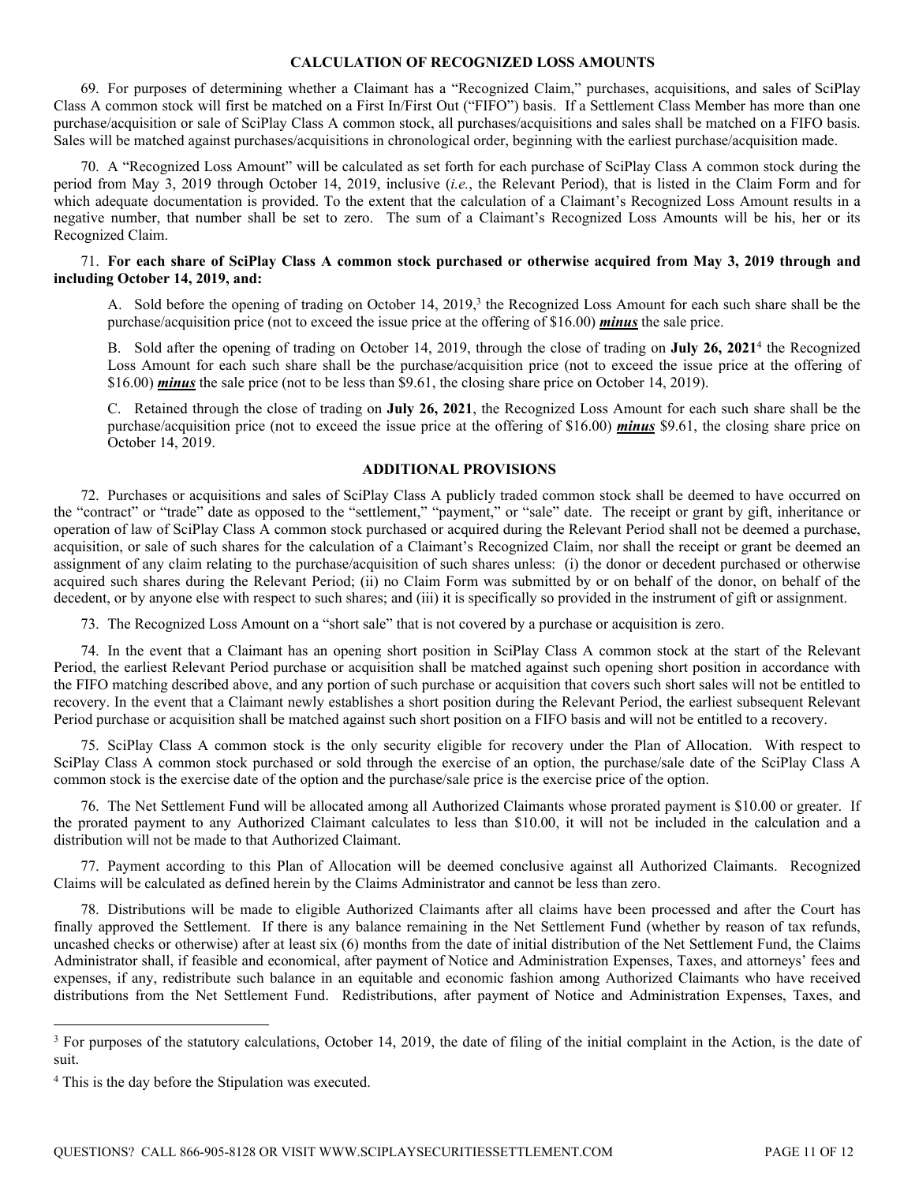## CALCULATION OF RECOGNIZED LOSS AMOUNTS

69. For purposes of determining whether a Claimant has a "Recognized Claim," purchases, acquisitions, and sales of SciPlay Class A common stock will first be matched on a First In/First Out ("FIFO") basis. If a Settlement Class Member has more than one purchase/acquisition or sale of SciPlay Class A common stock, all purchases/acquisitions and sales shall be matched on a FIFO basis. Sales will be matched against purchases/acquisitions in chronological order, beginning with the earliest purchase/acquisition made.

70. A "Recognized Loss Amount" will be calculated as set forth for each purchase of SciPlay Class A common stock during the period from May 3, 2019 through October 14, 2019, inclusive (*i.e.*, the Relevant Period), that is listed in the Claim Form and for which adequate documentation is provided. To the extent that the calculation of a Claimant's Recognized Loss Amount results in a negative number, that number shall be set to zero. The sum of a Claimant's Recognized Loss Amounts will be his, her or its Recognized Claim.

71. **For each share of SciPlay Class A common stock purchased or otherwise acquired from May 3, 2019 through and including October 14, 2019, and:**

A. Sold before the opening of trading on October 14, 2019,[3] the Recognized Loss Amount for each such share shall be the purchase/acquisition price (not to exceed the issue price at the offering of $16.00) ***minus*** the sale price.

B. Sold after the opening of trading on October 14, 2019, through the close of trading on **July 26, 2021**[4] the Recognized Loss Amount for each such share shall be the purchase/acquisition price (not to exceed the issue price at the offering of $16.00) ***minus*** the sale price (not to be less than $9.61, the closing share price on October 14, 2019).

C. Retained through the close of trading on **July 26, 2021**, the Recognized Loss Amount for each such share shall be the purchase/acquisition price (not to exceed the issue price at the offering of $16.00) ***minus*** $9.61, the closing share price on October 14, 2019.

## ADDITIONAL PROVISIONS

72. Purchases or acquisitions and sales of SciPlay Class A publicly traded common stock shall be deemed to have occurred on the "contract" or "trade" date as opposed to the "settlement," "payment," or "sale" date. The receipt or grant by gift, inheritance or operation of law of SciPlay Class A common stock purchased or acquired during the Relevant Period shall not be deemed a purchase, acquisition, or sale of such shares for the calculation of a Claimant's Recognized Claim, nor shall the receipt or grant be deemed an assignment of any claim relating to the purchase/acquisition of such shares unless: (i) the donor or decedent purchased or otherwise acquired such shares during the Relevant Period; (ii) no Claim Form was submitted by or on behalf of the donor, on behalf of the decedent, or by anyone else with respect to such shares; and (iii) it is specifically so provided in the instrument of gift or assignment.

73. The Recognized Loss Amount on a "short sale" that is not covered by a purchase or acquisition is zero.

74. In the event that a Claimant has an opening short position in SciPlay Class A common stock at the start of the Relevant Period, the earliest Relevant Period purchase or acquisition shall be matched against such opening short position in accordance with the FIFO matching described above, and any portion of such purchase or acquisition that covers such short sales will not be entitled to recovery. In the event that a Claimant newly establishes a short position during the Relevant Period, the earliest subsequent Relevant Period purchase or acquisition shall be matched against such short position on a FIFO basis and will not be entitled to a recovery.

75. SciPlay Class A common stock is the only security eligible for recovery under the Plan of Allocation. With respect to SciPlay Class A common stock purchased or sold through the exercise of an option, the purchase/sale date of the SciPlay Class A common stock is the exercise date of the option and the purchase/sale price is the exercise price of the option.

76. The Net Settlement Fund will be allocated among all Authorized Claimants whose prorated payment is $10.00 or greater. If the prorated payment to any Authorized Claimant calculates to less than $10.00, it will not be included in the calculation and a distribution will not be made to that Authorized Claimant.

77. Payment according to this Plan of Allocation will be deemed conclusive against all Authorized Claimants. Recognized Claims will be calculated as defined herein by the Claims Administrator and cannot be less than zero.

78. Distributions will be made to eligible Authorized Claimants after all claims have been processed and after the Court has finally approved the Settlement. If there is any balance remaining in the Net Settlement Fund (whether by reason of tax refunds, uncashed checks or otherwise) after at least six (6) months from the date of initial distribution of the Net Settlement Fund, the Claims Administrator shall, if feasible and economical, after payment of Notice and Administration Expenses, Taxes, and attorneys' fees and expenses, if any, redistribute such balance in an equitable and economic fashion among Authorized Claimants who have received distributions from the Net Settlement Fund. Redistributions, after payment of Notice and Administration Expenses, Taxes, and

---

[3] For purposes of the statutory calculations, October 14, 2019, the date of filing of the initial complaint in the Action, is the date of suit.

[4] This is the day before the Stipulation was executed.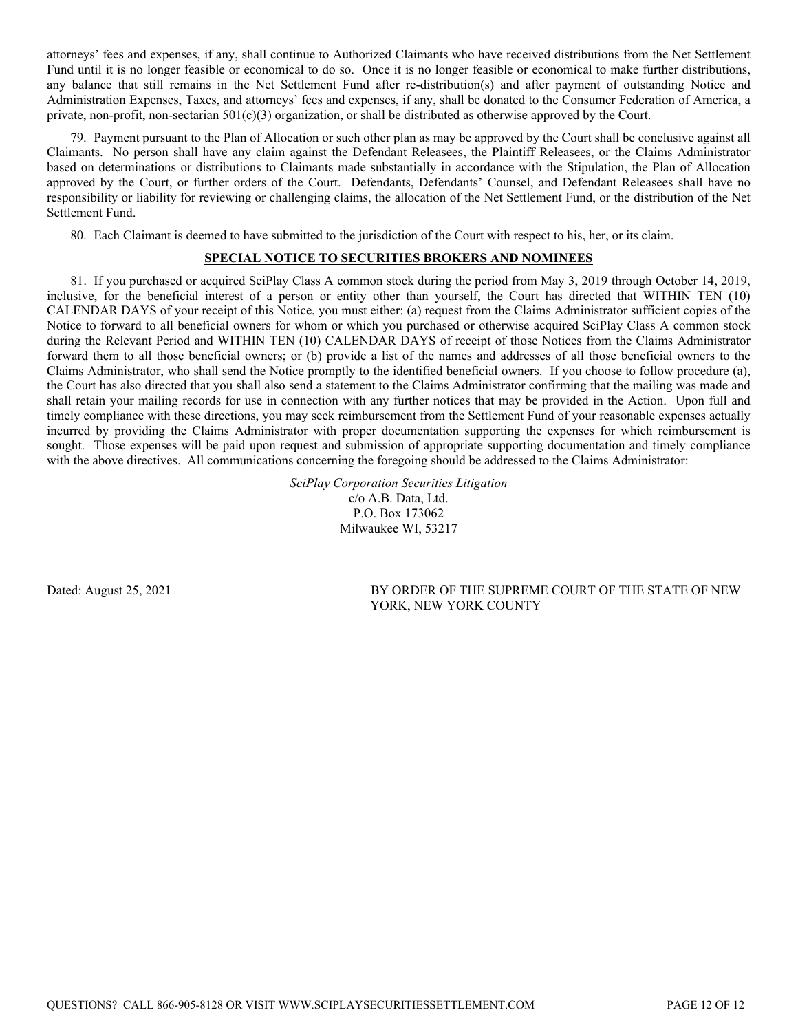attorneys' fees and expenses, if any, shall continue to Authorized Claimants who have received distributions from the Net Settlement Fund until it is no longer feasible or economical to do so. Once it is no longer feasible or economical to make further distributions, any balance that still remains in the Net Settlement Fund after re-distribution(s) and after payment of outstanding Notice and Administration Expenses, Taxes, and attorneys' fees and expenses, if any, shall be donated to the Consumer Federation of America, a private, non-profit, non-sectarian 501(c)(3) organization, or shall be distributed as otherwise approved by the Court.

79. Payment pursuant to the Plan of Allocation or such other plan as may be approved by the Court shall be conclusive against all Claimants. No person shall have any claim against the Defendant Releasees, the Plaintiff Releasees, or the Claims Administrator based on determinations or distributions to Claimants made substantially in accordance with the Stipulation, the Plan of Allocation approved by the Court, or further orders of the Court. Defendants, Defendants' Counsel, and Defendant Releasees shall have no responsibility or liability for reviewing or challenging claims, the allocation of the Net Settlement Fund, or the distribution of the Net Settlement Fund.

80. Each Claimant is deemed to have submitted to the jurisdiction of the Court with respect to his, her, or its claim.

## SPECIAL NOTICE TO SECURITIES BROKERS AND NOMINEES

81. If you purchased or acquired SciPlay Class A common stock during the period from May 3, 2019 through October 14, 2019, inclusive, for the beneficial interest of a person or entity other than yourself, the Court has directed that WITHIN TEN (10) CALENDAR DAYS of your receipt of this Notice, you must either: (a) request from the Claims Administrator sufficient copies of the Notice to forward to all beneficial owners for whom or which you purchased or otherwise acquired SciPlay Class A common stock during the Relevant Period and WITHIN TEN (10) CALENDAR DAYS of receipt of those Notices from the Claims Administrator forward them to all those beneficial owners; or (b) provide a list of the names and addresses of all those beneficial owners to the Claims Administrator, who shall send the Notice promptly to the identified beneficial owners. If you choose to follow procedure (a), the Court has also directed that you shall also send a statement to the Claims Administrator confirming that the mailing was made and shall retain your mailing records for use in connection with any further notices that may be provided in the Action. Upon full and timely compliance with these directions, you may seek reimbursement from the Settlement Fund of your reasonable expenses actually incurred by providing the Claims Administrator with proper documentation supporting the expenses for which reimbursement is sought. Those expenses will be paid upon request and submission of appropriate supporting documentation and timely compliance with the above directives. All communications concerning the foregoing should be addressed to the Claims Administrator:

*SciPlay Corporation Securities Litigation*
c/o A.B. Data, Ltd.
P.O. Box 173062
Milwaukee WI, 53217

Dated: August 25, 2021

BY ORDER OF THE SUPREME COURT OF THE STATE OF NEW YORK, NEW YORK COUNTY